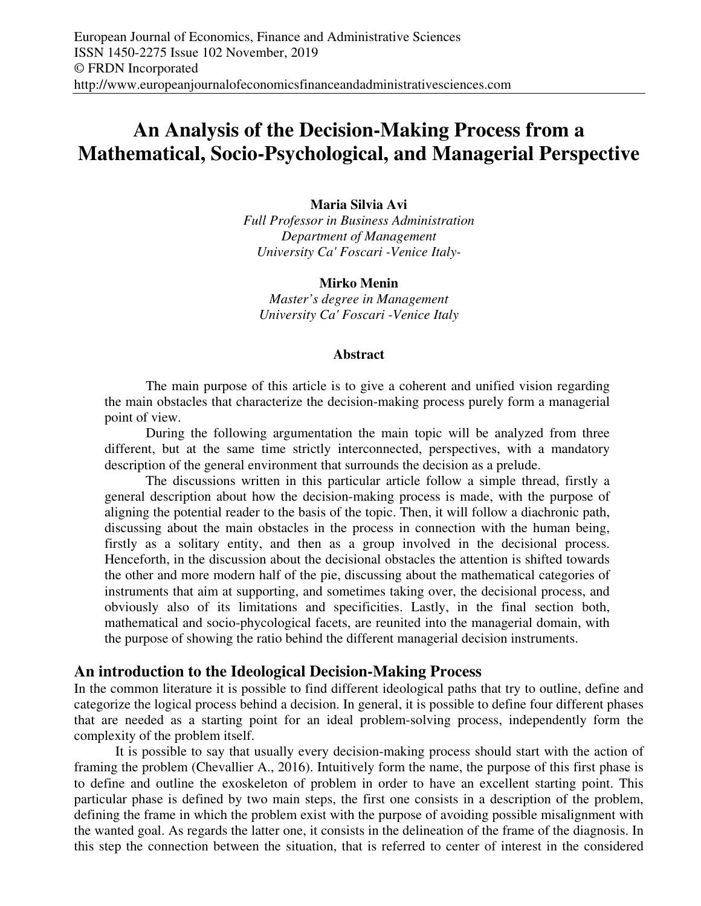# An Analysis of the Decision-Making Process from a Mathematical, Socio-Psychological, and Managerial Perspective

**Maria Silvia Avi**
*Full Professor in Business Administration*
*Department of Management*
*University Ca' Foscari -Venice Italy-*

**Mirko Menin**
*Master's degree in Management*
*University Ca' Foscari -Venice Italy*

## Abstract

The main purpose of this article is to give a coherent and unified vision regarding the main obstacles that characterize the decision-making process purely form a managerial point of view.

During the following argumentation the main topic will be analyzed from three different, but at the same time strictly interconnected, perspectives, with a mandatory description of the general environment that surrounds the decision as a prelude.

The discussions written in this particular article follow a simple thread, firstly a general description about how the decision-making process is made, with the purpose of aligning the potential reader to the basis of the topic. Then, it will follow a diachronic path, discussing about the main obstacles in the process in connection with the human being, firstly as a solitary entity, and then as a group involved in the decisional process. Henceforth, in the discussion about the decisional obstacles the attention is shifted towards the other and more modern half of the pie, discussing about the mathematical categories of instruments that aim at supporting, and sometimes taking over, the decisional process, and obviously also of its limitations and specificities. Lastly, in the final section both, mathematical and socio-phycological facets, are reunited into the managerial domain, with the purpose of showing the ratio behind the different managerial decision instruments.

## An introduction to the Ideological Decision-Making Process

In the common literature it is possible to find different ideological paths that try to outline, define and categorize the logical process behind a decision. In general, it is possible to define four different phases that are needed as a starting point for an ideal problem-solving process, independently form the complexity of the problem itself.

It is possible to say that usually every decision-making process should start with the action of framing the problem (Chevallier A., 2016). Intuitively form the name, the purpose of this first phase is to define and outline the exoskeleton of problem in order to have an excellent starting point. This particular phase is defined by two main steps, the first one consists in a description of the problem, defining the frame in which the problem exist with the purpose of avoiding possible misalignment with the wanted goal. As regards the latter one, it consists in the delineation of the frame of the diagnosis. In this step the connection between the situation, that is referred to center of interest in the considered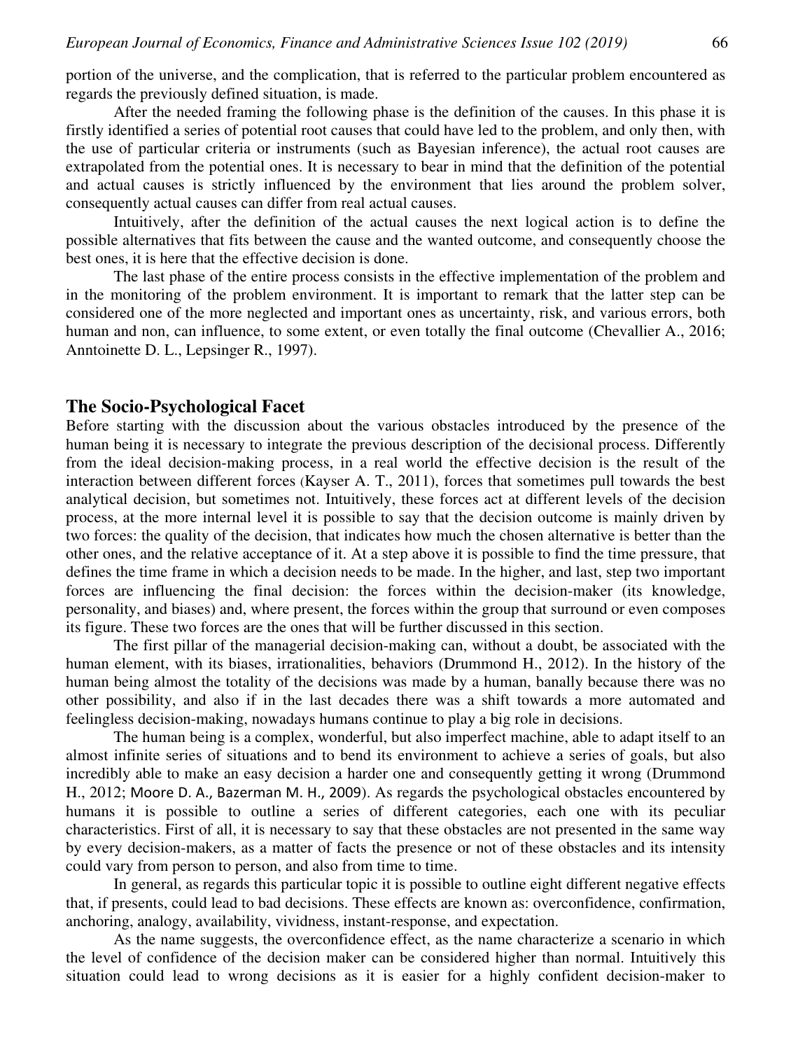portion of the universe, and the complication, that is referred to the particular problem encountered as regards the previously defined situation, is made.

After the needed framing the following phase is the definition of the causes. In this phase it is firstly identified a series of potential root causes that could have led to the problem, and only then, with the use of particular criteria or instruments (such as Bayesian inference), the actual root causes are extrapolated from the potential ones. It is necessary to bear in mind that the definition of the potential and actual causes is strictly influenced by the environment that lies around the problem solver, consequently actual causes can differ from real actual causes.

Intuitively, after the definition of the actual causes the next logical action is to define the possible alternatives that fits between the cause and the wanted outcome, and consequently choose the best ones, it is here that the effective decision is done.

The last phase of the entire process consists in the effective implementation of the problem and in the monitoring of the problem environment. It is important to remark that the latter step can be considered one of the more neglected and important ones as uncertainty, risk, and various errors, both human and non, can influence, to some extent, or even totally the final outcome (Chevallier A., 2016; Anntoinette D. L., Lepsinger R., 1997).

## The Socio-Psychological Facet

Before starting with the discussion about the various obstacles introduced by the presence of the human being it is necessary to integrate the previous description of the decisional process. Differently from the ideal decision-making process, in a real world the effective decision is the result of the interaction between different forces (Kayser A. T., 2011), forces that sometimes pull towards the best analytical decision, but sometimes not. Intuitively, these forces act at different levels of the decision process, at the more internal level it is possible to say that the decision outcome is mainly driven by two forces: the quality of the decision, that indicates how much the chosen alternative is better than the other ones, and the relative acceptance of it. At a step above it is possible to find the time pressure, that defines the time frame in which a decision needs to be made. In the higher, and last, step two important forces are influencing the final decision: the forces within the decision-maker (its knowledge, personality, and biases) and, where present, the forces within the group that surround or even composes its figure. These two forces are the ones that will be further discussed in this section.

The first pillar of the managerial decision-making can, without a doubt, be associated with the human element, with its biases, irrationalities, behaviors (Drummond H., 2012). In the history of the human being almost the totality of the decisions was made by a human, banally because there was no other possibility, and also if in the last decades there was a shift towards a more automated and feelingless decision-making, nowadays humans continue to play a big role in decisions.

The human being is a complex, wonderful, but also imperfect machine, able to adapt itself to an almost infinite series of situations and to bend its environment to achieve a series of goals, but also incredibly able to make an easy decision a harder one and consequently getting it wrong (Drummond H., 2012; Moore D. A., Bazerman M. H., 2009). As regards the psychological obstacles encountered by humans it is possible to outline a series of different categories, each one with its peculiar characteristics. First of all, it is necessary to say that these obstacles are not presented in the same way by every decision-makers, as a matter of facts the presence or not of these obstacles and its intensity could vary from person to person, and also from time to time.

In general, as regards this particular topic it is possible to outline eight different negative effects that, if presents, could lead to bad decisions. These effects are known as: overconfidence, confirmation, anchoring, analogy, availability, vividness, instant-response, and expectation.

As the name suggests, the overconfidence effect, as the name characterize a scenario in which the level of confidence of the decision maker can be considered higher than normal. Intuitively this situation could lead to wrong decisions as it is easier for a highly confident decision-maker to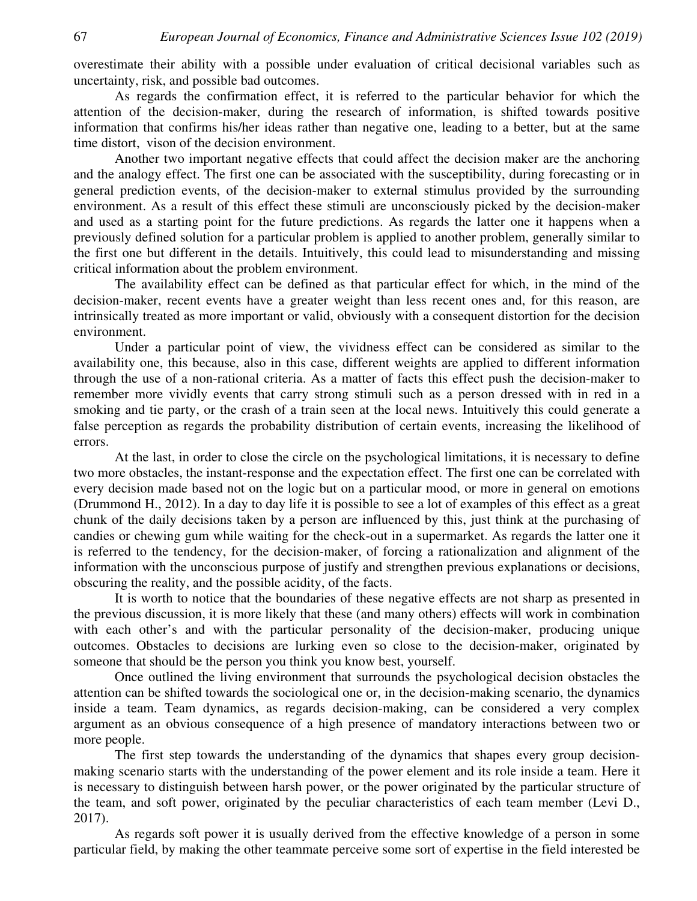overestimate their ability with a possible under evaluation of critical decisional variables such as uncertainty, risk, and possible bad outcomes.

As regards the confirmation effect, it is referred to the particular behavior for which the attention of the decision-maker, during the research of information, is shifted towards positive information that confirms his/her ideas rather than negative one, leading to a better, but at the same time distort, vison of the decision environment.

Another two important negative effects that could affect the decision maker are the anchoring and the analogy effect. The first one can be associated with the susceptibility, during forecasting or in general prediction events, of the decision-maker to external stimulus provided by the surrounding environment. As a result of this effect these stimuli are unconsciously picked by the decision-maker and used as a starting point for the future predictions. As regards the latter one it happens when a previously defined solution for a particular problem is applied to another problem, generally similar to the first one but different in the details. Intuitively, this could lead to misunderstanding and missing critical information about the problem environment.

The availability effect can be defined as that particular effect for which, in the mind of the decision-maker, recent events have a greater weight than less recent ones and, for this reason, are intrinsically treated as more important or valid, obviously with a consequent distortion for the decision environment.

Under a particular point of view, the vividness effect can be considered as similar to the availability one, this because, also in this case, different weights are applied to different information through the use of a non-rational criteria. As a matter of facts this effect push the decision-maker to remember more vividly events that carry strong stimuli such as a person dressed with in red in a smoking and tie party, or the crash of a train seen at the local news. Intuitively this could generate a false perception as regards the probability distribution of certain events, increasing the likelihood of errors.

At the last, in order to close the circle on the psychological limitations, it is necessary to define two more obstacles, the instant-response and the expectation effect. The first one can be correlated with every decision made based not on the logic but on a particular mood, or more in general on emotions (Drummond H., 2012). In a day to day life it is possible to see a lot of examples of this effect as a great chunk of the daily decisions taken by a person are influenced by this, just think at the purchasing of candies or chewing gum while waiting for the check-out in a supermarket. As regards the latter one it is referred to the tendency, for the decision-maker, of forcing a rationalization and alignment of the information with the unconscious purpose of justify and strengthen previous explanations or decisions, obscuring the reality, and the possible acidity, of the facts.

It is worth to notice that the boundaries of these negative effects are not sharp as presented in the previous discussion, it is more likely that these (and many others) effects will work in combination with each other's and with the particular personality of the decision-maker, producing unique outcomes. Obstacles to decisions are lurking even so close to the decision-maker, originated by someone that should be the person you think you know best, yourself.

Once outlined the living environment that surrounds the psychological decision obstacles the attention can be shifted towards the sociological one or, in the decision-making scenario, the dynamics inside a team. Team dynamics, as regards decision-making, can be considered a very complex argument as an obvious consequence of a high presence of mandatory interactions between two or more people.

The first step towards the understanding of the dynamics that shapes every group decision-making scenario starts with the understanding of the power element and its role inside a team. Here it is necessary to distinguish between harsh power, or the power originated by the particular structure of the team, and soft power, originated by the peculiar characteristics of each team member (Levi D., 2017).

As regards soft power it is usually derived from the effective knowledge of a person in some particular field, by making the other teammate perceive some sort of expertise in the field interested be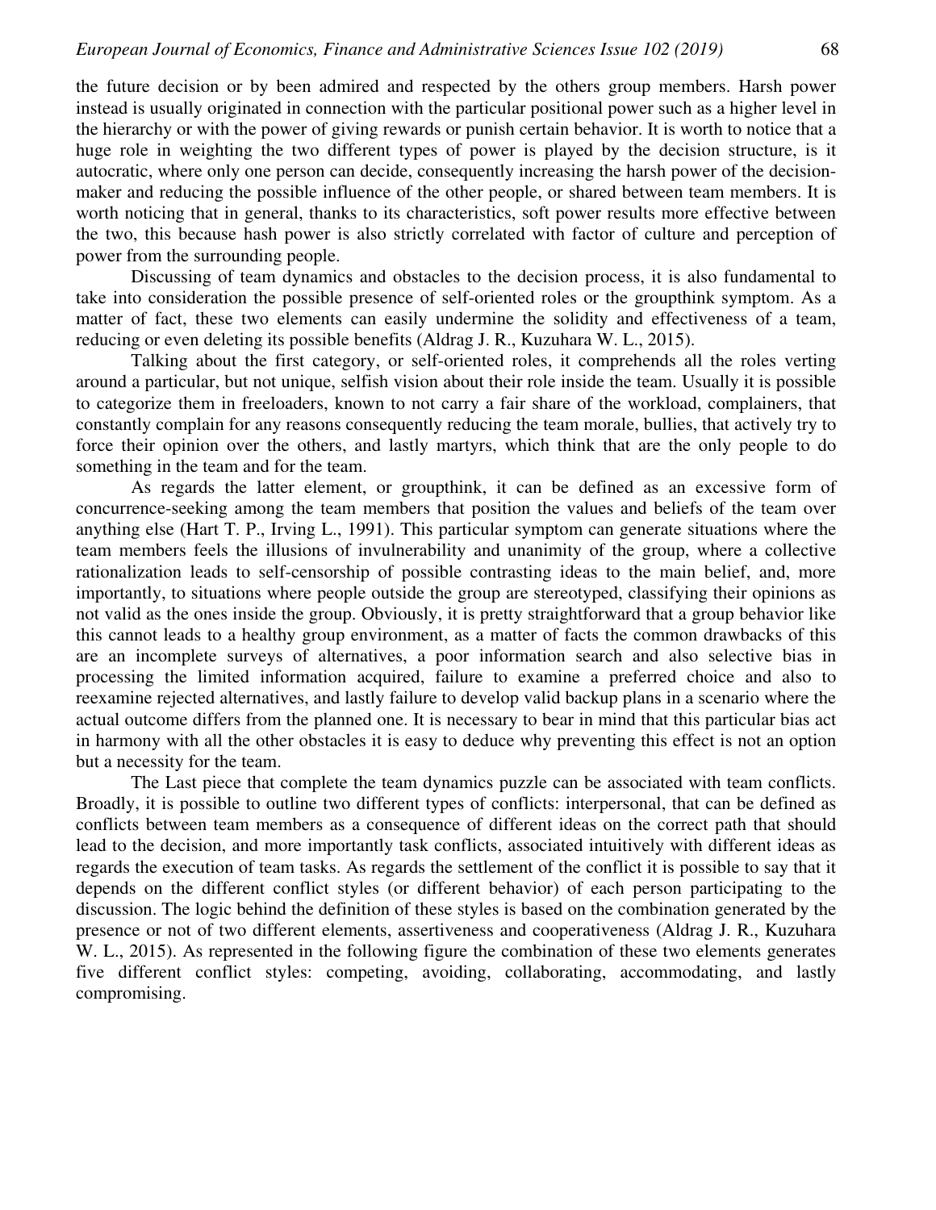the future decision or by been admired and respected by the others group members. Harsh power instead is usually originated in connection with the particular positional power such as a higher level in the hierarchy or with the power of giving rewards or punish certain behavior. It is worth to notice that a huge role in weighting the two different types of power is played by the decision structure, is it autocratic, where only one person can decide, consequently increasing the harsh power of the decision-maker and reducing the possible influence of the other people, or shared between team members. It is worth noticing that in general, thanks to its characteristics, soft power results more effective between the two, this because hash power is also strictly correlated with factor of culture and perception of power from the surrounding people.

Discussing of team dynamics and obstacles to the decision process, it is also fundamental to take into consideration the possible presence of self-oriented roles or the groupthink symptom. As a matter of fact, these two elements can easily undermine the solidity and effectiveness of a team, reducing or even deleting its possible benefits (Aldrag J. R., Kuzuhara W. L., 2015).

Talking about the first category, or self-oriented roles, it comprehends all the roles verting around a particular, but not unique, selfish vision about their role inside the team. Usually it is possible to categorize them in freeloaders, known to not carry a fair share of the workload, complainers, that constantly complain for any reasons consequently reducing the team morale, bullies, that actively try to force their opinion over the others, and lastly martyrs, which think that are the only people to do something in the team and for the team.

As regards the latter element, or groupthink, it can be defined as an excessive form of concurrence-seeking among the team members that position the values and beliefs of the team over anything else (Hart T. P., Irving L., 1991). This particular symptom can generate situations where the team members feels the illusions of invulnerability and unanimity of the group, where a collective rationalization leads to self-censorship of possible contrasting ideas to the main belief, and, more importantly, to situations where people outside the group are stereotyped, classifying their opinions as not valid as the ones inside the group. Obviously, it is pretty straightforward that a group behavior like this cannot leads to a healthy group environment, as a matter of facts the common drawbacks of this are an incomplete surveys of alternatives, a poor information search and also selective bias in processing the limited information acquired, failure to examine a preferred choice and also to reexamine rejected alternatives, and lastly failure to develop valid backup plans in a scenario where the actual outcome differs from the planned one. It is necessary to bear in mind that this particular bias act in harmony with all the other obstacles it is easy to deduce why preventing this effect is not an option but a necessity for the team.

The Last piece that complete the team dynamics puzzle can be associated with team conflicts. Broadly, it is possible to outline two different types of conflicts: interpersonal, that can be defined as conflicts between team members as a consequence of different ideas on the correct path that should lead to the decision, and more importantly task conflicts, associated intuitively with different ideas as regards the execution of team tasks. As regards the settlement of the conflict it is possible to say that it depends on the different conflict styles (or different behavior) of each person participating to the discussion. The logic behind the definition of these styles is based on the combination generated by the presence or not of two different elements, assertiveness and cooperativeness (Aldrag J. R., Kuzuhara W. L., 2015). As represented in the following figure the combination of these two elements generates five different conflict styles: competing, avoiding, collaborating, accommodating, and lastly compromising.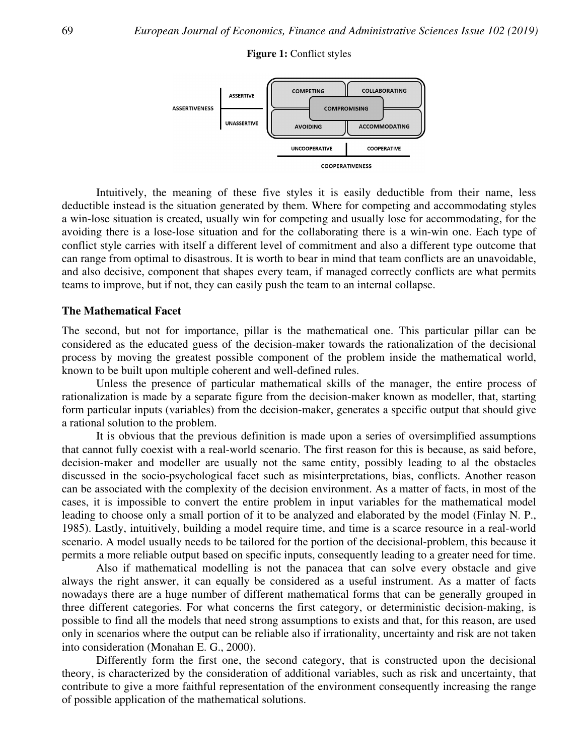**Figure 1:** Conflict styles

Intuitively, the meaning of these five styles it is easily deductible from their name, less deductible instead is the situation generated by them. Where for competing and accommodating styles a win-lose situation is created, usually win for competing and usually lose for accommodating, for the avoiding there is a lose-lose situation and for the collaborating there is a win-win one. Each type of conflict style carries with itself a different level of commitment and also a different type outcome that can range from optimal to disastrous. It is worth to bear in mind that team conflicts are an unavoidable, and also decisive, component that shapes every team, if managed correctly conflicts are what permits teams to improve, but if not, they can easily push the team to an internal collapse.

## The Mathematical Facet

The second, but not for importance, pillar is the mathematical one. This particular pillar can be considered as the educated guess of the decision-maker towards the rationalization of the decisional process by moving the greatest possible component of the problem inside the mathematical world, known to be built upon multiple coherent and well-defined rules.

Unless the presence of particular mathematical skills of the manager, the entire process of rationalization is made by a separate figure from the decision-maker known as modeller, that, starting form particular inputs (variables) from the decision-maker, generates a specific output that should give a rational solution to the problem.

It is obvious that the previous definition is made upon a series of oversimplified assumptions that cannot fully coexist with a real-world scenario. The first reason for this is because, as said before, decision-maker and modeller are usually not the same entity, possibly leading to al the obstacles discussed in the socio-psychological facet such as misinterpretations, bias, conflicts. Another reason can be associated with the complexity of the decision environment. As a matter of facts, in most of the cases, it is impossible to convert the entire problem in input variables for the mathematical model leading to choose only a small portion of it to be analyzed and elaborated by the model (Finlay N. P., 1985). Lastly, intuitively, building a model require time, and time is a scarce resource in a real-world scenario. A model usually needs to be tailored for the portion of the decisional-problem, this because it permits a more reliable output based on specific inputs, consequently leading to a greater need for time.

Also if mathematical modelling is not the panacea that can solve every obstacle and give always the right answer, it can equally be considered as a useful instrument. As a matter of facts nowadays there are a huge number of different mathematical forms that can be generally grouped in three different categories. For what concerns the first category, or deterministic decision-making, is possible to find all the models that need strong assumptions to exists and that, for this reason, are used only in scenarios where the output can be reliable also if irrationality, uncertainty and risk are not taken into consideration (Monahan E. G., 2000).

Differently form the first one, the second category, that is constructed upon the decisional theory, is characterized by the consideration of additional variables, such as risk and uncertainty, that contribute to give a more faithful representation of the environment consequently increasing the range of possible application of the mathematical solutions.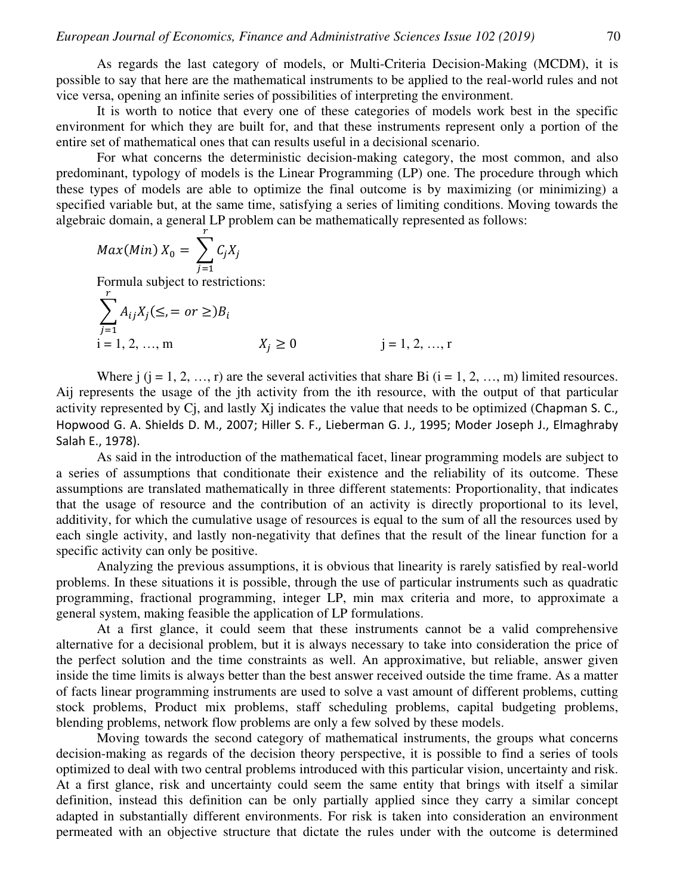As regards the last category of models, or Multi-Criteria Decision-Making (MCDM), it is possible to say that here are the mathematical instruments to be applied to the real-world rules and not vice versa, opening an infinite series of possibilities of interpreting the environment.

It is worth to notice that every one of these categories of models work best in the specific environment for which they are built for, and that these instruments represent only a portion of the entire set of mathematical ones that can results useful in a decisional scenario.

For what concerns the deterministic decision-making category, the most common, and also predominant, typology of models is the Linear Programming (LP) one. The procedure through which these types of models are able to optimize the final outcome is by maximizing (or minimizing) a specified variable but, at the same time, satisfying a series of limiting conditions. Moving towards the algebraic domain, a general LP problem can be mathematically represented as follows:

$$Max(Min)\ X_0 = \sum_{j=1}^{r} C_j X_j$$

Formula subject to restrictions:

$$\sum_{j=1}^{r} A_{ij} X_j (\leq, = \ or \geq) B_i$$

$$i = 1, 2, \ldots, m \qquad X_j \geq 0 \qquad j = 1, 2, \ldots, r$$

Where j (j = 1, 2, …, r) are the several activities that share Bi (i = 1, 2, …, m) limited resources. Aij represents the usage of the jth activity from the ith resource, with the output of that particular activity represented by Cj, and lastly Xj indicates the value that needs to be optimized (Chapman S. C., Hopwood G. A. Shields D. M., 2007; Hiller S. F., Lieberman G. J., 1995; Moder Joseph J., Elmaghraby Salah E., 1978).

As said in the introduction of the mathematical facet, linear programming models are subject to a series of assumptions that conditionate their existence and the reliability of its outcome. These assumptions are translated mathematically in three different statements: Proportionality, that indicates that the usage of resource and the contribution of an activity is directly proportional to its level, additivity, for which the cumulative usage of resources is equal to the sum of all the resources used by each single activity, and lastly non-negativity that defines that the result of the linear function for a specific activity can only be positive.

Analyzing the previous assumptions, it is obvious that linearity is rarely satisfied by real-world problems. In these situations it is possible, through the use of particular instruments such as quadratic programming, fractional programming, integer LP, min max criteria and more, to approximate a general system, making feasible the application of LP formulations.

At a first glance, it could seem that these instruments cannot be a valid comprehensive alternative for a decisional problem, but it is always necessary to take into consideration the price of the perfect solution and the time constraints as well. An approximative, but reliable, answer given inside the time limits is always better than the best answer received outside the time frame. As a matter of facts linear programming instruments are used to solve a vast amount of different problems, cutting stock problems, Product mix problems, staff scheduling problems, capital budgeting problems, blending problems, network flow problems are only a few solved by these models.

Moving towards the second category of mathematical instruments, the groups what concerns decision-making as regards of the decision theory perspective, it is possible to find a series of tools optimized to deal with two central problems introduced with this particular vision, uncertainty and risk. At a first glance, risk and uncertainty could seem the same entity that brings with itself a similar definition, instead this definition can be only partially applied since they carry a similar concept adapted in substantially different environments. For risk is taken into consideration an environment permeated with an objective structure that dictate the rules under with the outcome is determined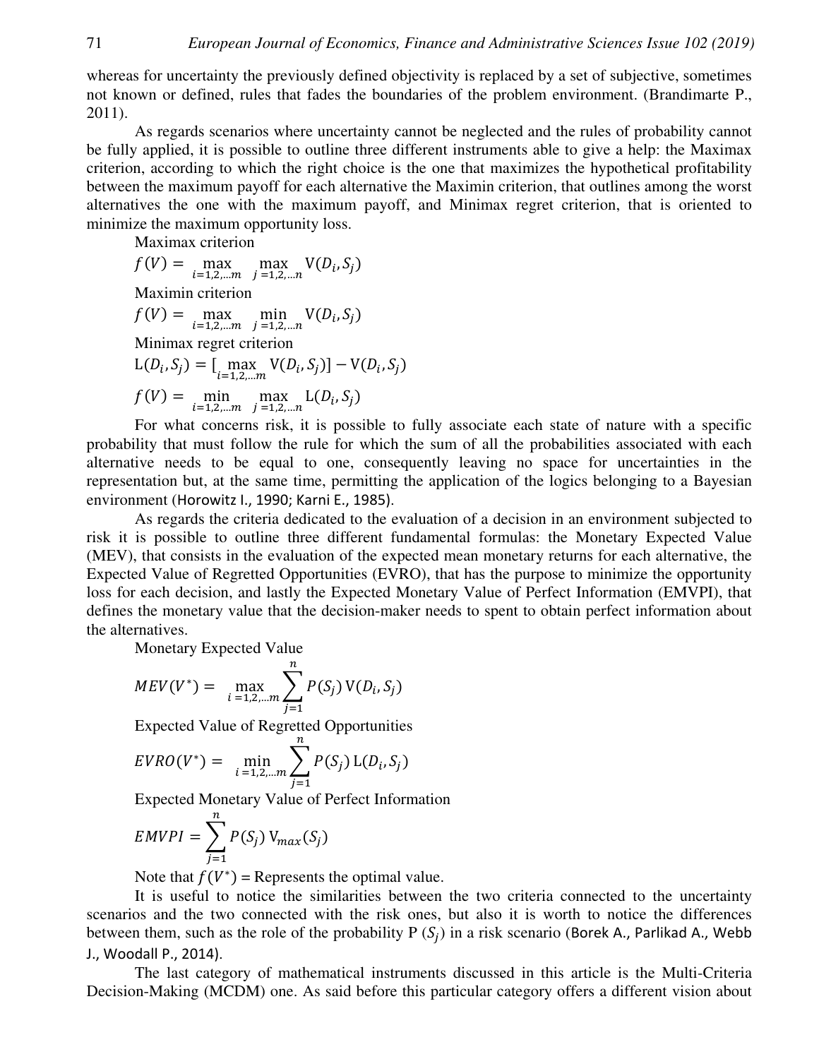whereas for uncertainty the previously defined objectivity is replaced by a set of subjective, sometimes not known or defined, rules that fades the boundaries of the problem environment. (Brandimarte P., 2011).

As regards scenarios where uncertainty cannot be neglected and the rules of probability cannot be fully applied, it is possible to outline three different instruments able to give a help: the Maximax criterion, according to which the right choice is the one that maximizes the hypothetical profitability between the maximum payoff for each alternative the Maximin criterion, that outlines among the worst alternatives the one with the maximum payoff, and Minimax regret criterion, that is oriented to minimize the maximum opportunity loss.

Maximax criterion

$$f(V) = \max_{i=1,2,\dots m} \max_{j=1,2,\dots n} \mathrm{V}(D_i, S_j)$$

Maximin criterion

$$f(V) = \max_{i=1,2,\dots m} \min_{j=1,2,\dots n} \mathrm{V}(D_i, S_j)$$

Minimax regret criterion

$$\mathrm{L}(D_i, S_j) = [\max_{i=1,2,\dots m} \mathrm{V}(D_i, S_j)] - \mathrm{V}(D_i, S_j)$$

$$f(V) = \min_{i=1,2,\dots m} \max_{j=1,2,\dots n} \mathrm{L}(D_i, S_j)$$

For what concerns risk, it is possible to fully associate each state of nature with a specific probability that must follow the rule for which the sum of all the probabilities associated with each alternative needs to be equal to one, consequently leaving no space for uncertainties in the representation but, at the same time, permitting the application of the logics belonging to a Bayesian environment (Horowitz I., 1990; Karni E., 1985).

As regards the criteria dedicated to the evaluation of a decision in an environment subjected to risk it is possible to outline three different fundamental formulas: the Monetary Expected Value (MEV), that consists in the evaluation of the expected mean monetary returns for each alternative, the Expected Value of Regretted Opportunities (EVRO), that has the purpose to minimize the opportunity loss for each decision, and lastly the Expected Monetary Value of Perfect Information (EMVPI), that defines the monetary value that the decision-maker needs to spent to obtain perfect information about the alternatives.

Monetary Expected Value

$$MEV(V^*) = \max_{i=1,2,\dots m} \sum_{j=1}^{n} P(S_j)\,\mathrm{V}(D_i, S_j)$$

Expected Value of Regretted Opportunities

$$EVRO(V^*) = \min_{i=1,2,\dots m} \sum_{j=1}^{n} P(S_j)\,\mathrm{L}(D_i, S_j)$$

Expected Monetary Value of Perfect Information

$$EMVPI = \sum_{j=1}^{n} P(S_j)\,\mathrm{V}_{max}(S_j)$$

Note that $f(V^*)$ = Represents the optimal value.

It is useful to notice the similarities between the two criteria connected to the uncertainty scenarios and the two connected with the risk ones, but also it is worth to notice the differences between them, such as the role of the probability P ($S_j$) in a risk scenario (Borek A., Parlikad A., Webb J., Woodall P., 2014).

The last category of mathematical instruments discussed in this article is the Multi-Criteria Decision-Making (MCDM) one. As said before this particular category offers a different vision about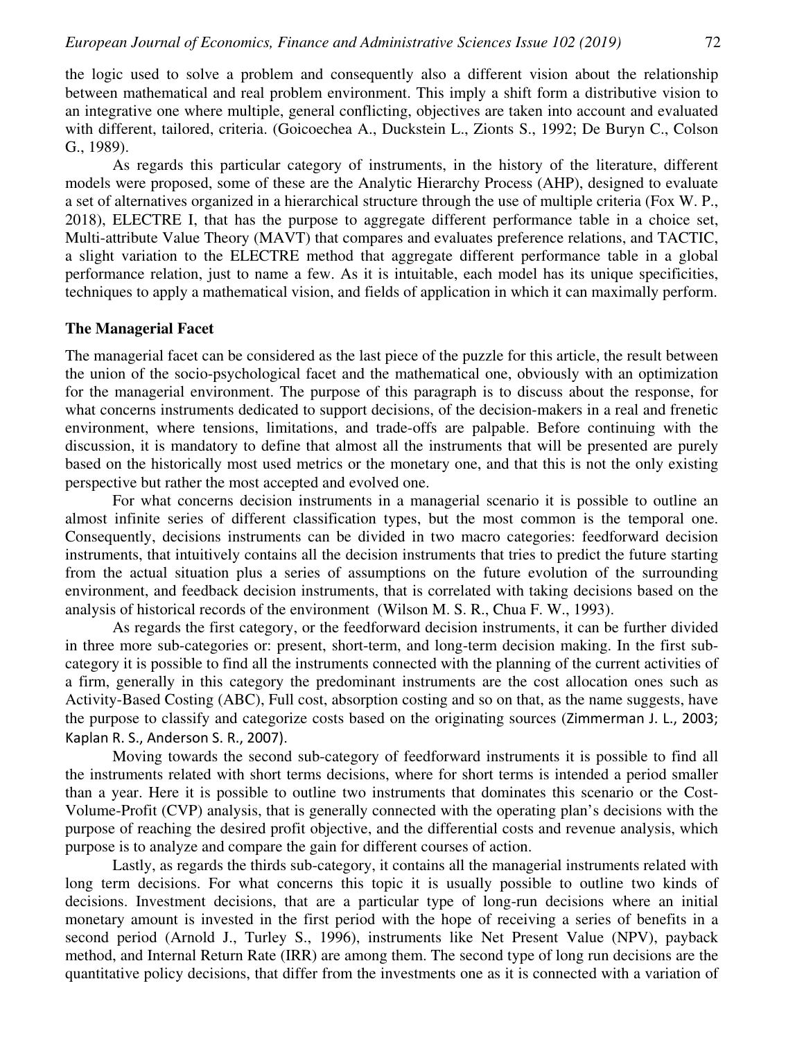the logic used to solve a problem and consequently also a different vision about the relationship between mathematical and real problem environment. This imply a shift form a distributive vision to an integrative one where multiple, general conflicting, objectives are taken into account and evaluated with different, tailored, criteria. (Goicoechea A., Duckstein L., Zionts S., 1992; De Buryn C., Colson G., 1989).

As regards this particular category of instruments, in the history of the literature, different models were proposed, some of these are the Analytic Hierarchy Process (AHP), designed to evaluate a set of alternatives organized in a hierarchical structure through the use of multiple criteria (Fox W. P., 2018), ELECTRE I, that has the purpose to aggregate different performance table in a choice set, Multi-attribute Value Theory (MAVT) that compares and evaluates preference relations, and TACTIC, a slight variation to the ELECTRE method that aggregate different performance table in a global performance relation, just to name a few. As it is intuitable, each model has its unique specificities, techniques to apply a mathematical vision, and fields of application in which it can maximally perform.

## The Managerial Facet

The managerial facet can be considered as the last piece of the puzzle for this article, the result between the union of the socio-psychological facet and the mathematical one, obviously with an optimization for the managerial environment. The purpose of this paragraph is to discuss about the response, for what concerns instruments dedicated to support decisions, of the decision-makers in a real and frenetic environment, where tensions, limitations, and trade-offs are palpable. Before continuing with the discussion, it is mandatory to define that almost all the instruments that will be presented are purely based on the historically most used metrics or the monetary one, and that this is not the only existing perspective but rather the most accepted and evolved one.

For what concerns decision instruments in a managerial scenario it is possible to outline an almost infinite series of different classification types, but the most common is the temporal one. Consequently, decisions instruments can be divided in two macro categories: feedforward decision instruments, that intuitively contains all the decision instruments that tries to predict the future starting from the actual situation plus a series of assumptions on the future evolution of the surrounding environment, and feedback decision instruments, that is correlated with taking decisions based on the analysis of historical records of the environment (Wilson M. S. R., Chua F. W., 1993).

As regards the first category, or the feedforward decision instruments, it can be further divided in three more sub-categories or: present, short-term, and long-term decision making. In the first sub-category it is possible to find all the instruments connected with the planning of the current activities of a firm, generally in this category the predominant instruments are the cost allocation ones such as Activity-Based Costing (ABC), Full cost, absorption costing and so on that, as the name suggests, have the purpose to classify and categorize costs based on the originating sources (Zimmerman J. L., 2003; Kaplan R. S., Anderson S. R., 2007).

Moving towards the second sub-category of feedforward instruments it is possible to find all the instruments related with short terms decisions, where for short terms is intended a period smaller than a year. Here it is possible to outline two instruments that dominates this scenario or the Cost-Volume-Profit (CVP) analysis, that is generally connected with the operating plan's decisions with the purpose of reaching the desired profit objective, and the differential costs and revenue analysis, which purpose is to analyze and compare the gain for different courses of action.

Lastly, as regards the thirds sub-category, it contains all the managerial instruments related with long term decisions. For what concerns this topic it is usually possible to outline two kinds of decisions. Investment decisions, that are a particular type of long-run decisions where an initial monetary amount is invested in the first period with the hope of receiving a series of benefits in a second period (Arnold J., Turley S., 1996), instruments like Net Present Value (NPV), payback method, and Internal Return Rate (IRR) are among them. The second type of long run decisions are the quantitative policy decisions, that differ from the investments one as it is connected with a variation of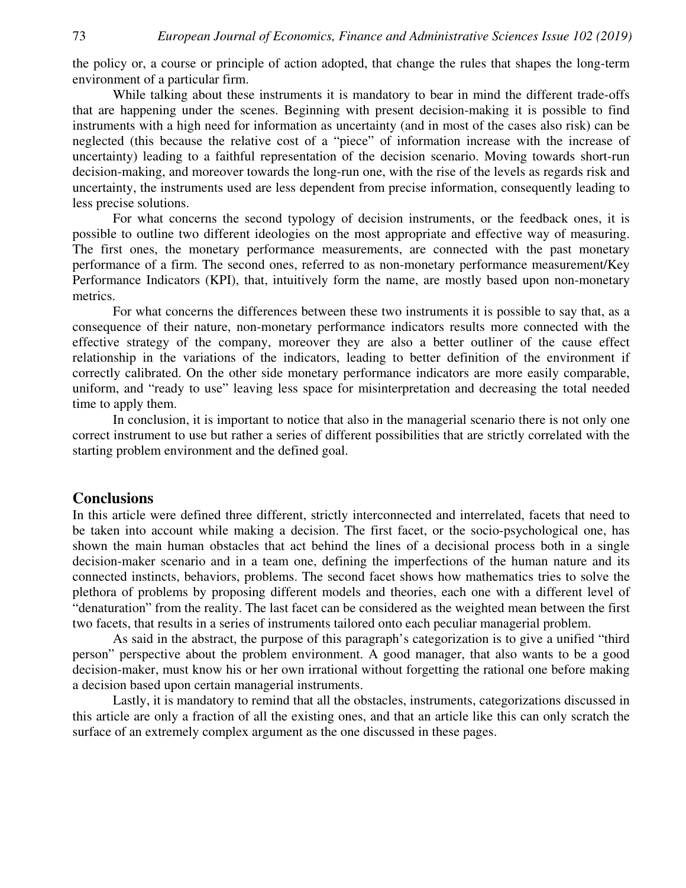the policy or, a course or principle of action adopted, that change the rules that shapes the long-term environment of a particular firm.

While talking about these instruments it is mandatory to bear in mind the different trade-offs that are happening under the scenes. Beginning with present decision-making it is possible to find instruments with a high need for information as uncertainty (and in most of the cases also risk) can be neglected (this because the relative cost of a "piece" of information increase with the increase of uncertainty) leading to a faithful representation of the decision scenario. Moving towards short-run decision-making, and moreover towards the long-run one, with the rise of the levels as regards risk and uncertainty, the instruments used are less dependent from precise information, consequently leading to less precise solutions.

For what concerns the second typology of decision instruments, or the feedback ones, it is possible to outline two different ideologies on the most appropriate and effective way of measuring. The first ones, the monetary performance measurements, are connected with the past monetary performance of a firm. The second ones, referred to as non-monetary performance measurement/Key Performance Indicators (KPI), that, intuitively form the name, are mostly based upon non-monetary metrics.

For what concerns the differences between these two instruments it is possible to say that, as a consequence of their nature, non-monetary performance indicators results more connected with the effective strategy of the company, moreover they are also a better outliner of the cause effect relationship in the variations of the indicators, leading to better definition of the environment if correctly calibrated. On the other side monetary performance indicators are more easily comparable, uniform, and "ready to use" leaving less space for misinterpretation and decreasing the total needed time to apply them.

In conclusion, it is important to notice that also in the managerial scenario there is not only one correct instrument to use but rather a series of different possibilities that are strictly correlated with the starting problem environment and the defined goal.

## Conclusions

In this article were defined three different, strictly interconnected and interrelated, facets that need to be taken into account while making a decision. The first facet, or the socio-psychological one, has shown the main human obstacles that act behind the lines of a decisional process both in a single decision-maker scenario and in a team one, defining the imperfections of the human nature and its connected instincts, behaviors, problems. The second facet shows how mathematics tries to solve the plethora of problems by proposing different models and theories, each one with a different level of "denaturation" from the reality. The last facet can be considered as the weighted mean between the first two facets, that results in a series of instruments tailored onto each peculiar managerial problem.

As said in the abstract, the purpose of this paragraph's categorization is to give a unified "third person" perspective about the problem environment. A good manager, that also wants to be a good decision-maker, must know his or her own irrational without forgetting the rational one before making a decision based upon certain managerial instruments.

Lastly, it is mandatory to remind that all the obstacles, instruments, categorizations discussed in this article are only a fraction of all the existing ones, and that an article like this can only scratch the surface of an extremely complex argument as the one discussed in these pages.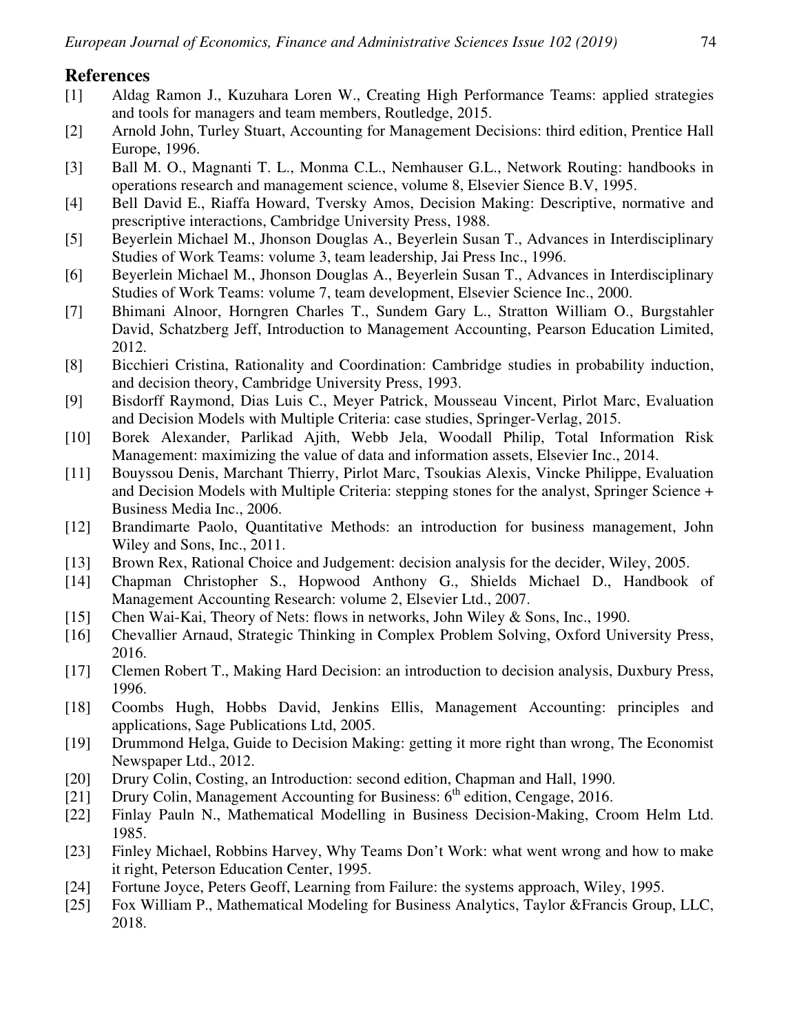## References

[1] Aldag Ramon J., Kuzuhara Loren W., Creating High Performance Teams: applied strategies and tools for managers and team members, Routledge, 2015.

[2] Arnold John, Turley Stuart, Accounting for Management Decisions: third edition, Prentice Hall Europe, 1996.

[3] Ball M. O., Magnanti T. L., Monma C.L., Nemhauser G.L., Network Routing: handbooks in operations research and management science, volume 8, Elsevier Sience B.V, 1995.

[4] Bell David E., Riaffa Howard, Tversky Amos, Decision Making: Descriptive, normative and prescriptive interactions, Cambridge University Press, 1988.

[5] Beyerlein Michael M., Jhonson Douglas A., Beyerlein Susan T., Advances in Interdisciplinary Studies of Work Teams: volume 3, team leadership, Jai Press Inc., 1996.

[6] Beyerlein Michael M., Jhonson Douglas A., Beyerlein Susan T., Advances in Interdisciplinary Studies of Work Teams: volume 7, team development, Elsevier Science Inc., 2000.

[7] Bhimani Alnoor, Horngren Charles T., Sundem Gary L., Stratton William O., Burgstahler David, Schatzberg Jeff, Introduction to Management Accounting, Pearson Education Limited, 2012.

[8] Bicchieri Cristina, Rationality and Coordination: Cambridge studies in probability induction, and decision theory, Cambridge University Press, 1993.

[9] Bisdorff Raymond, Dias Luis C., Meyer Patrick, Mousseau Vincent, Pirlot Marc, Evaluation and Decision Models with Multiple Criteria: case studies, Springer-Verlag, 2015.

[10] Borek Alexander, Parlikad Ajith, Webb Jela, Woodall Philip, Total Information Risk Management: maximizing the value of data and information assets, Elsevier Inc., 2014.

[11] Bouyssou Denis, Marchant Thierry, Pirlot Marc, Tsoukias Alexis, Vincke Philippe, Evaluation and Decision Models with Multiple Criteria: stepping stones for the analyst, Springer Science + Business Media Inc., 2006.

[12] Brandimarte Paolo, Quantitative Methods: an introduction for business management, John Wiley and Sons, Inc., 2011.

[13] Brown Rex, Rational Choice and Judgement: decision analysis for the decider, Wiley, 2005.

[14] Chapman Christopher S., Hopwood Anthony G., Shields Michael D., Handbook of Management Accounting Research: volume 2, Elsevier Ltd., 2007.

[15] Chen Wai-Kai, Theory of Nets: flows in networks, John Wiley & Sons, Inc., 1990.

[16] Chevallier Arnaud, Strategic Thinking in Complex Problem Solving, Oxford University Press, 2016.

[17] Clemen Robert T., Making Hard Decision: an introduction to decision analysis, Duxbury Press, 1996.

[18] Coombs Hugh, Hobbs David, Jenkins Ellis, Management Accounting: principles and applications, Sage Publications Ltd, 2005.

[19] Drummond Helga, Guide to Decision Making: getting it more right than wrong, The Economist Newspaper Ltd., 2012.

[20] Drury Colin, Costing, an Introduction: second edition, Chapman and Hall, 1990.

[21] Drury Colin, Management Accounting for Business: 6th edition, Cengage, 2016.

[22] Finlay Pauln N., Mathematical Modelling in Business Decision-Making, Croom Helm Ltd. 1985.

[23] Finley Michael, Robbins Harvey, Why Teams Don't Work: what went wrong and how to make it right, Peterson Education Center, 1995.

[24] Fortune Joyce, Peters Geoff, Learning from Failure: the systems approach, Wiley, 1995.

[25] Fox William P., Mathematical Modeling for Business Analytics, Taylor &Francis Group, LLC, 2018.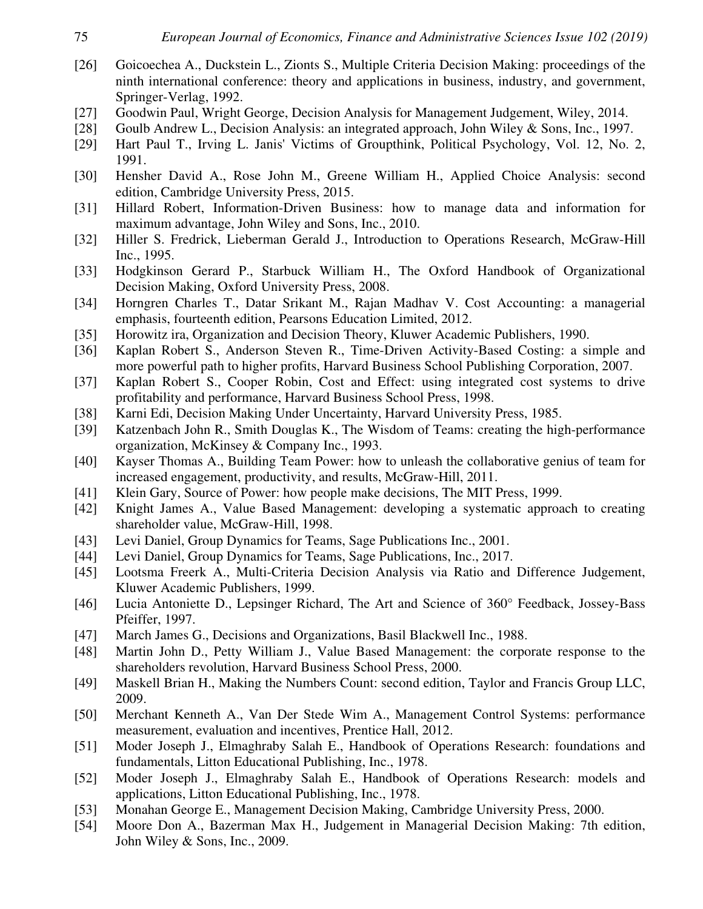[26] Goicoechea A., Duckstein L., Zionts S., Multiple Criteria Decision Making: proceedings of the ninth international conference: theory and applications in business, industry, and government, Springer-Verlag, 1992.

[27] Goodwin Paul, Wright George, Decision Analysis for Management Judgement, Wiley, 2014.

[28] Goulb Andrew L., Decision Analysis: an integrated approach, John Wiley & Sons, Inc., 1997.

[29] Hart Paul T., Irving L. Janis' Victims of Groupthink, Political Psychology, Vol. 12, No. 2, 1991.

[30] Hensher David A., Rose John M., Greene William H., Applied Choice Analysis: second edition, Cambridge University Press, 2015.

[31] Hillard Robert, Information-Driven Business: how to manage data and information for maximum advantage, John Wiley and Sons, Inc., 2010.

[32] Hiller S. Fredrick, Lieberman Gerald J., Introduction to Operations Research, McGraw-Hill Inc., 1995.

[33] Hodgkinson Gerard P., Starbuck William H., The Oxford Handbook of Organizational Decision Making, Oxford University Press, 2008.

[34] Horngren Charles T., Datar Srikant M., Rajan Madhav V. Cost Accounting: a managerial emphasis, fourteenth edition, Pearsons Education Limited, 2012.

[35] Horowitz ira, Organization and Decision Theory, Kluwer Academic Publishers, 1990.

[36] Kaplan Robert S., Anderson Steven R., Time-Driven Activity-Based Costing: a simple and more powerful path to higher profits, Harvard Business School Publishing Corporation, 2007.

[37] Kaplan Robert S., Cooper Robin, Cost and Effect: using integrated cost systems to drive profitability and performance, Harvard Business School Press, 1998.

[38] Karni Edi, Decision Making Under Uncertainty, Harvard University Press, 1985.

[39] Katzenbach John R., Smith Douglas K., The Wisdom of Teams: creating the high-performance organization, McKinsey & Company Inc., 1993.

[40] Kayser Thomas A., Building Team Power: how to unleash the collaborative genius of team for increased engagement, productivity, and results, McGraw-Hill, 2011.

[41] Klein Gary, Source of Power: how people make decisions, The MIT Press, 1999.

[42] Knight James A., Value Based Management: developing a systematic approach to creating shareholder value, McGraw-Hill, 1998.

[43] Levi Daniel, Group Dynamics for Teams, Sage Publications Inc., 2001.

[44] Levi Daniel, Group Dynamics for Teams, Sage Publications, Inc., 2017.

[45] Lootsma Freerk A., Multi-Criteria Decision Analysis via Ratio and Difference Judgement, Kluwer Academic Publishers, 1999.

[46] Lucia Antoniette D., Lepsinger Richard, The Art and Science of 360° Feedback, Jossey-Bass Pfeiffer, 1997.

[47] March James G., Decisions and Organizations, Basil Blackwell Inc., 1988.

[48] Martin John D., Petty William J., Value Based Management: the corporate response to the shareholders revolution, Harvard Business School Press, 2000.

[49] Maskell Brian H., Making the Numbers Count: second edition, Taylor and Francis Group LLC, 2009.

[50] Merchant Kenneth A., Van Der Stede Wim A., Management Control Systems: performance measurement, evaluation and incentives, Prentice Hall, 2012.

[51] Moder Joseph J., Elmaghraby Salah E., Handbook of Operations Research: foundations and fundamentals, Litton Educational Publishing, Inc., 1978.

[52] Moder Joseph J., Elmaghraby Salah E., Handbook of Operations Research: models and applications, Litton Educational Publishing, Inc., 1978.

[53] Monahan George E., Management Decision Making, Cambridge University Press, 2000.

[54] Moore Don A., Bazerman Max H., Judgement in Managerial Decision Making: 7th edition, John Wiley & Sons, Inc., 2009.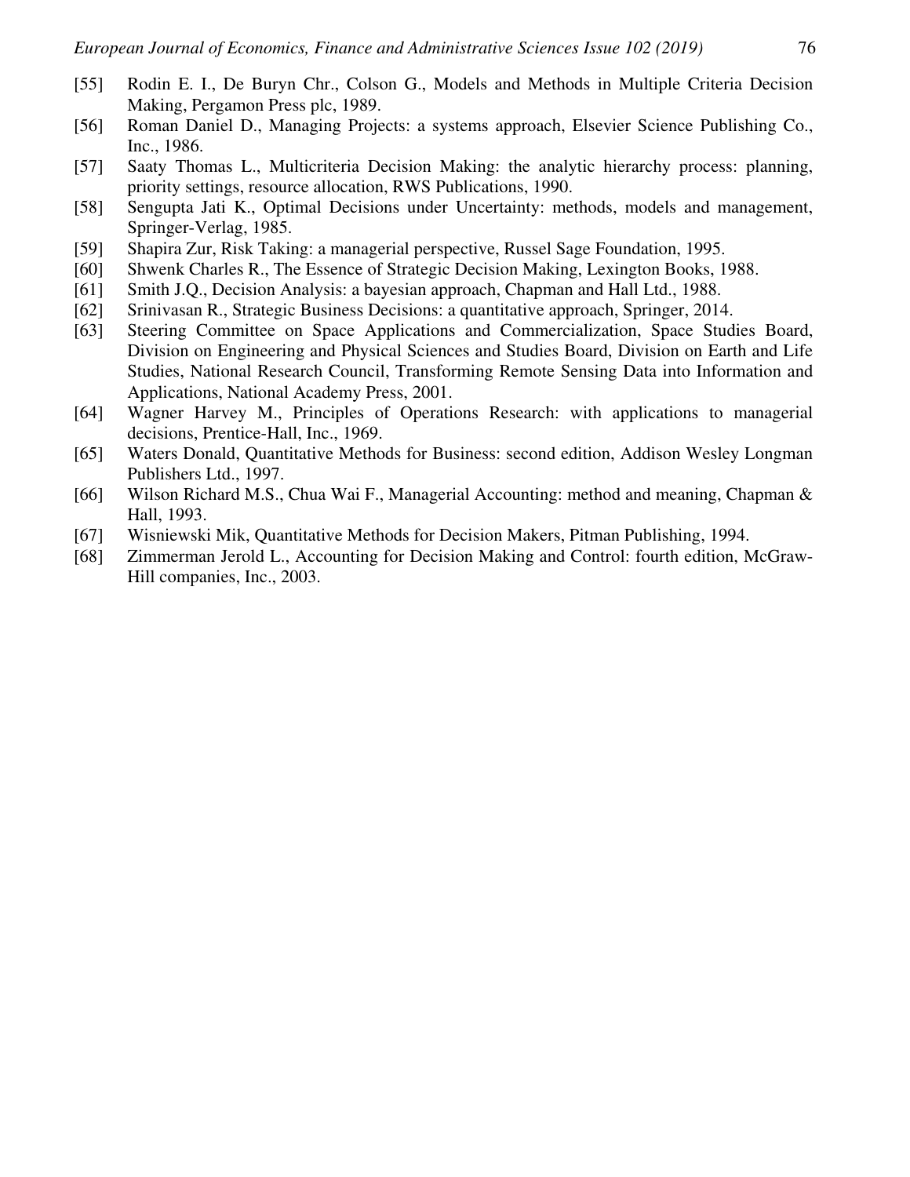[55] Rodin E. I., De Buryn Chr., Colson G., Models and Methods in Multiple Criteria Decision Making, Pergamon Press plc, 1989.

[56] Roman Daniel D., Managing Projects: a systems approach, Elsevier Science Publishing Co., Inc., 1986.

[57] Saaty Thomas L., Multicriteria Decision Making: the analytic hierarchy process: planning, priority settings, resource allocation, RWS Publications, 1990.

[58] Sengupta Jati K., Optimal Decisions under Uncertainty: methods, models and management, Springer-Verlag, 1985.

[59] Shapira Zur, Risk Taking: a managerial perspective, Russel Sage Foundation, 1995.

[60] Shwenk Charles R., The Essence of Strategic Decision Making, Lexington Books, 1988.

[61] Smith J.Q., Decision Analysis: a bayesian approach, Chapman and Hall Ltd., 1988.

[62] Srinivasan R., Strategic Business Decisions: a quantitative approach, Springer, 2014.

[63] Steering Committee on Space Applications and Commercialization, Space Studies Board, Division on Engineering and Physical Sciences and Studies Board, Division on Earth and Life Studies, National Research Council, Transforming Remote Sensing Data into Information and Applications, National Academy Press, 2001.

[64] Wagner Harvey M., Principles of Operations Research: with applications to managerial decisions, Prentice-Hall, Inc., 1969.

[65] Waters Donald, Quantitative Methods for Business: second edition, Addison Wesley Longman Publishers Ltd., 1997.

[66] Wilson Richard M.S., Chua Wai F., Managerial Accounting: method and meaning, Chapman & Hall, 1993.

[67] Wisniewski Mik, Quantitative Methods for Decision Makers, Pitman Publishing, 1994.

[68] Zimmerman Jerold L., Accounting for Decision Making and Control: fourth edition, McGraw-Hill companies, Inc., 2003.